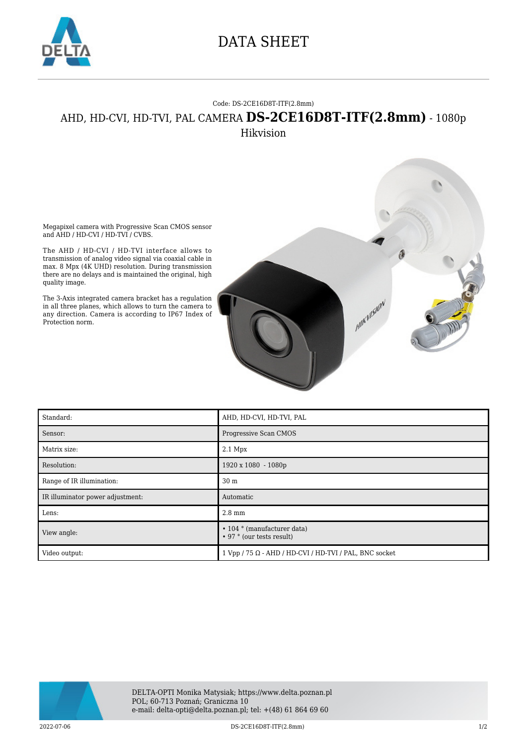# DATA SHEET

Code: DS-2CE16D8T-ITF(2.8mm)

## AHD, HD-CVI, HD-TVI, PAL CAMERA **DS-2CE16D8T-ITF(2.8mm)** - 1080p

Hikvision

Megapixel camera with Progressive Scan CMOS sensor and AHD / HD-CVI / HD-TVI / CVBS.

The AHD / HD-CVI / HD-TVI interface allows to transmission of analog video signal via coaxial cable in max. 8 Mpx (4K UHD) resolution. During transmission there are no delays and is maintained the original, high quality image.

The 3-Axis integrated camera bracket has a regulation in all three planes, which allows to turn the camera to any direction. Camera is according to IP67 Index of Protection norm.

| | |
|---|---|
| Standard: | AHD, HD-CVI, HD-TVI, PAL |
| Sensor: | Progressive Scan CMOS |
| Matrix size: | 2.1 Mpx |
| Resolution: | 1920 x 1080 - 1080p |
| Range of IR illumination: | 30 m |
| IR illuminator power adjustment: | Automatic |
| Lens: | 2.8 mm |
| View angle: | • 104 ° (manufacturer data)<br>• 97 ° (our tests result) |
| Video output: | 1 Vpp / 75 Ω - AHD / HD-CVI / HD-TVI / PAL, BNC socket |

DELTA-OPTI Monika Matysiak; https://www.delta.poznan.pl
POL; 60-713 Poznań; Graniczna 10
e-mail: delta-opti@delta.poznan.pl; tel: +(48) 61 864 69 60

2022-07-06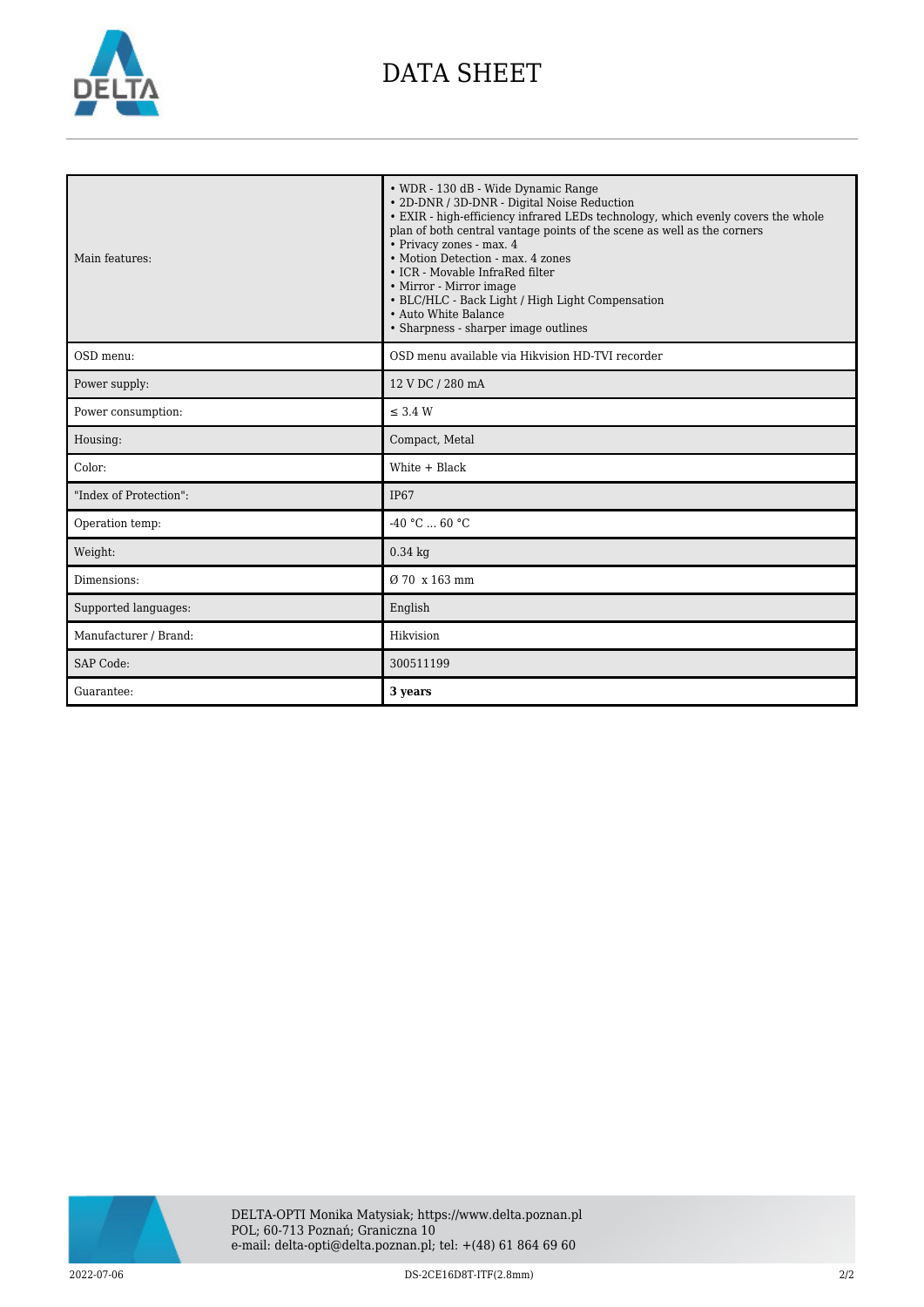# DATA SHEET

| | |
|---|---|
| Main features: | • WDR - 130 dB - Wide Dynamic Range<br>• 2D-DNR / 3D-DNR - Digital Noise Reduction<br>• EXIR - high-efficiency infrared LEDs technology, which evenly covers the whole plan of both central vantage points of the scene as well as the corners<br>• Privacy zones - max. 4<br>• Motion Detection - max. 4 zones<br>• ICR - Movable InfraRed filter<br>• Mirror - Mirror image<br>• BLC/HLC - Back Light / High Light Compensation<br>• Auto White Balance<br>• Sharpness - sharper image outlines |
| OSD menu: | OSD menu available via Hikvision HD-TVI recorder |
| Power supply: | 12 V DC / 280 mA |
| Power consumption: | ≤ 3.4 W |
| Housing: | Compact, Metal |
| Color: | White + Black |
| "Index of Protection": | IP67 |
| Operation temp: | -40 °C ... 60 °C |
| Weight: | 0.34 kg |
| Dimensions: | Ø 70 x 163 mm |
| Supported languages: | English |
| Manufacturer / Brand: | Hikvision |
| SAP Code: | 300511199 |
| Guarantee: | **3 years** |

DELTA-OPTI Monika Matysiak; https://www.delta.poznan.pl
POL; 60-713 Poznań; Graniczna 10
e-mail: delta-opti@delta.poznan.pl; tel: +(48) 61 864 69 60

2022-07-06 DS-2CE16D8T-ITF(2.8mm)